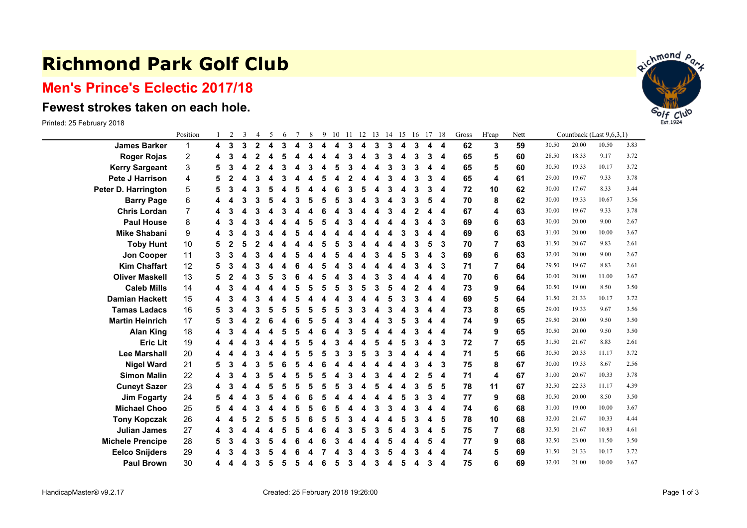# Richmond Park Golf Club

## Men's Prince's Eclectic 2017/18

### Fewest strokes taken on each hole.

Printed: 25 February 2018

| | Position | 1 | 2 | 3 | 4 | 5 | 6 | 7 | 8 | 9 | 10 | 11 | 12 | 13 | 14 | 15 | 16 | 17 | 18 | Gross | H'cap | Nett | Countback (Last 9,6,3,1) | | | |
|---|---|---|---|---|---|---|---|---|---|---|---|---|---|---|---|---|---|---|---|---|---|---|---|---|---|---|
| **James Barker** | 1 | **4** | **3** | **3** | **2** | **4** | **3** | **4** | **3** | **4** | **4** | **3** | **4** | **3** | **3** | **4** | **3** | **4** | **4** | **62** | **3** | **59** | 30.50 | 20.00 | 10.50 | 3.83 |
| **Roger Rojas** | 2 | **4** | **3** | **4** | **2** | **4** | **5** | **4** | **4** | **4** | **4** | **3** | **4** | **3** | **3** | **4** | **3** | **3** | **4** | **65** | **5** | **60** | 28.50 | 18.33 | 9.17 | 3.72 |
| **Kerry Sargeant** | 3 | **5** | **3** | **4** | **2** | **4** | **3** | **4** | **3** | **4** | **5** | **3** | **4** | **4** | **3** | **3** | **3** | **4** | **4** | **65** | **5** | **60** | 30.50 | 19.33 | 10.17 | 3.72 |
| **Pete J Harrison** | 4 | **5** | **2** | **4** | **3** | **4** | **3** | **4** | **4** | **5** | **4** | **2** | **4** | **4** | **3** | **4** | **3** | **3** | **4** | **65** | **4** | **61** | 29.00 | 19.67 | 9.33 | 3.78 |
| **Peter D. Harrington** | 5 | **5** | **3** | **4** | **3** | **5** | **4** | **5** | **4** | **4** | **6** | **3** | **5** | **4** | **3** | **4** | **3** | **3** | **4** | **72** | **10** | **62** | 30.00 | 17.67 | 8.33 | 3.44 |
| **Barry Page** | 6 | **4** | **4** | **3** | **3** | **5** | **4** | **3** | **5** | **5** | **5** | **3** | **4** | **3** | **4** | **3** | **3** | **5** | **4** | **70** | **8** | **62** | 30.00 | 19.33 | 10.67 | 3.56 |
| **Chris Lordan** | 7 | **4** | **3** | **4** | **3** | **4** | **3** | **4** | **4** | **6** | **4** | **3** | **4** | **4** | **3** | **4** | **2** | **4** | **4** | **67** | **4** | **63** | 30.00 | 19.67 | 9.33 | 3.78 |
| **Paul House** | 8 | **4** | **3** | **4** | **3** | **4** | **4** | **4** | **5** | **5** | **4** | **3** | **4** | **4** | **4** | **4** | **3** | **4** | **3** | **69** | **6** | **63** | 30.00 | 20.00 | 9.00 | 2.67 |
| **Mike Shabani** | 9 | **4** | **3** | **4** | **3** | **4** | **4** | **5** | **4** | **4** | **4** | **4** | **4** | **4** | **4** | **3** | **3** | **4** | **4** | **69** | **6** | **63** | 31.00 | 20.00 | 10.00 | 3.67 |
| **Toby Hunt** | 10 | **5** | **2** | **5** | **2** | **4** | **4** | **4** | **4** | **5** | **5** | **3** | **4** | **4** | **4** | **4** | **3** | **5** | **3** | **70** | **7** | **63** | 31.50 | 20.67 | 9.83 | 2.61 |
| **Jon Cooper** | 11 | **3** | **3** | **4** | **3** | **4** | **4** | **5** | **4** | **4** | **5** | **4** | **4** | **3** | **4** | **5** | **3** | **4** | **3** | **69** | **6** | **63** | 32.00 | 20.00 | 9.00 | 2.67 |
| **Kim Chaffart** | 12 | **5** | **3** | **4** | **3** | **4** | **4** | **6** | **4** | **5** | **4** | **3** | **4** | **4** | **4** | **4** | **3** | **4** | **3** | **71** | **7** | **64** | 29.50 | 19.67 | 8.83 | 2.61 |
| **Oliver Maskell** | 13 | **5** | **2** | **4** | **3** | **5** | **3** | **6** | **4** | **5** | **4** | **3** | **4** | **3** | **3** | **4** | **4** | **4** | **4** | **70** | **6** | **64** | 30.00 | 20.00 | 11.00 | 3.67 |
| **Caleb Mills** | 14 | **4** | **3** | **4** | **4** | **4** | **4** | **5** | **5** | **5** | **5** | **3** | **5** | **3** | **5** | **4** | **2** | **4** | **4** | **73** | **9** | **64** | 30.50 | 19.00 | 8.50 | 3.50 |
| **Damian Hackett** | 15 | **4** | **3** | **4** | **3** | **4** | **4** | **5** | **4** | **4** | **4** | **3** | **4** | **4** | **5** | **3** | **3** | **4** | **4** | **69** | **5** | **64** | 31.50 | 21.33 | 10.17 | 3.72 |
| **Tamas Ladacs** | 16 | **5** | **3** | **4** | **3** | **5** | **5** | **5** | **5** | **5** | **5** | **3** | **3** | **4** | **3** | **4** | **3** | **4** | **4** | **73** | **8** | **65** | 29.00 | 19.33 | 9.67 | 3.56 |
| **Martin Heinrich** | 17 | **5** | **3** | **4** | **2** | **6** | **4** | **6** | **5** | **5** | **4** | **3** | **4** | **4** | **3** | **5** | **3** | **4** | **4** | **74** | **9** | **65** | 29.50 | 20.00 | 9.50 | 3.50 |
| **Alan King** | 18 | **4** | **3** | **4** | **4** | **4** | **5** | **5** | **4** | **6** | **4** | **3** | **5** | **4** | **4** | **4** | **3** | **4** | **4** | **74** | **9** | **65** | 30.50 | 20.00 | 9.50 | 3.50 |
| **Eric Lit** | 19 | **4** | **4** | **4** | **3** | **4** | **4** | **5** | **5** | **4** | **3** | **4** | **4** | **5** | **4** | **5** | **3** | **4** | **3** | **72** | **7** | **65** | 31.50 | 21.67 | 8.83 | 2.61 |
| **Lee Marshall** | 20 | **4** | **4** | **4** | **3** | **4** | **4** | **5** | **5** | **5** | **3** | **3** | **5** | **3** | **3** | **4** | **4** | **4** | **4** | **71** | **5** | **66** | 30.50 | 20.33 | 11.17 | 3.72 |
| **Nigel Ward** | 21 | **5** | **3** | **4** | **3** | **5** | **6** | **5** | **4** | **6** | **4** | **4** | **4** | **4** | **4** | **4** | **3** | **4** | **3** | **75** | **8** | **67** | 30.00 | 19.33 | 8.67 | 2.56 |
| **Simon Malin** | 22 | **4** | **3** | **4** | **3** | **5** | **4** | **5** | **5** | **5** | **4** | **3** | **4** | **3** | **4** | **4** | **2** | **5** | **4** | **71** | **4** | **67** | 31.00 | 20.67 | 10.33 | 3.78 |
| **Cuneyt Sazer** | 23 | **4** | **3** | **4** | **4** | **5** | **5** | **5** | **5** | **5** | **5** | **3** | **4** | **5** | **4** | **4** | **3** | **5** | **5** | **78** | **11** | **67** | 32.50 | 22.33 | 11.17 | 4.39 |
| **Jim Fogarty** | 24 | **5** | **4** | **4** | **3** | **5** | **4** | **6** | **6** | **5** | **4** | **4** | **4** | **4** | **4** | **5** | **3** | **3** | **4** | **77** | **9** | **68** | 30.50 | 20.00 | 8.50 | 3.50 |
| **Michael Choo** | 25 | **5** | **4** | **4** | **3** | **4** | **4** | **5** | **5** | **6** | **5** | **4** | **4** | **3** | **3** | **4** | **3** | **4** | **4** | **74** | **6** | **68** | 31.00 | 19.00 | 10.00 | 3.67 |
| **Tony Kopczak** | 26 | **4** | **4** | **5** | **2** | **5** | **5** | **5** | **6** | **5** | **5** | **3** | **4** | **4** | **4** | **5** | **3** | **4** | **5** | **78** | **10** | **68** | 32.00 | 21.67 | 10.33 | 4.44 |
| **Julian James** | 27 | **4** | **3** | **4** | **4** | **4** | **5** | **5** | **4** | **6** | **4** | **3** | **5** | **3** | **5** | **4** | **3** | **4** | **5** | **75** | **7** | **68** | 32.50 | 21.67 | 10.83 | 4.61 |
| **Michele Prencipe** | 28 | **5** | **3** | **4** | **3** | **5** | **4** | **6** | **4** | **6** | **3** | **4** | **4** | **4** | **5** | **4** | **4** | **5** | **4** | **77** | **9** | **68** | 32.50 | 23.00 | 11.50 | 3.50 |
| **Eelco Snijders** | 29 | **4** | **3** | **4** | **3** | **5** | **4** | **6** | **4** | **7** | **4** | **3** | **4** | **3** | **5** | **4** | **3** | **4** | **4** | **74** | **5** | **69** | 31.50 | 21.33 | 10.17 | 3.72 |
| **Paul Brown** | 30 | **4** | **4** | **4** | **3** | **5** | **5** | **5** | **4** | **6** | **5** | **3** | **4** | **3** | **4** | **5** | **4** | **3** | **4** | **75** | **6** | **69** | 32.00 | 21.00 | 10.00 | 3.67 |

HandicapMaster® v9.2.17

Created: 25 February 2018 19:26:00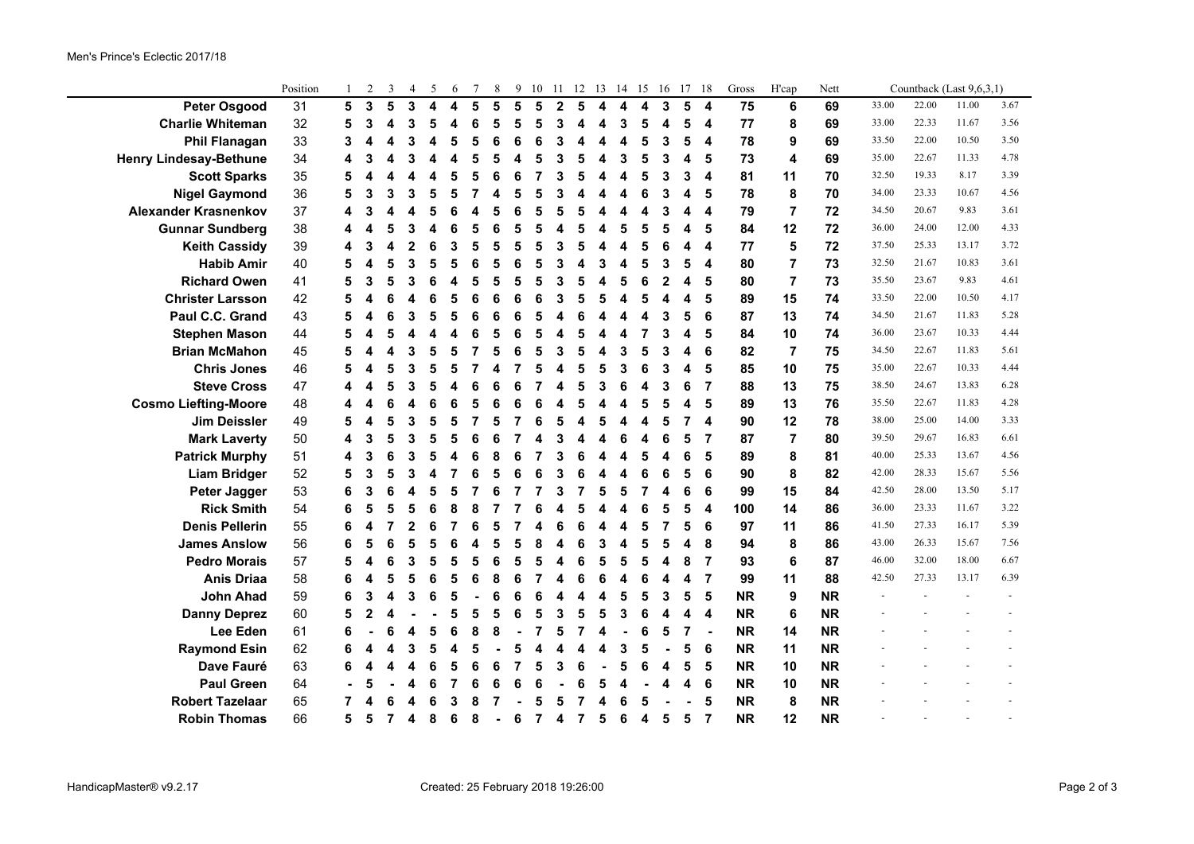Men's Prince's Eclectic 2017/18

| | Position | 1 | 2 | 3 | 4 | 5 | 6 | 7 | 8 | 9 | 10 | 11 | 12 | 13 | 14 | 15 | 16 | 17 | 18 | Gross | H'cap | Nett | Countback (Last 9,6,3,1) | | | |
|---|---|---|---|---|---|---|---|---|---|---|---|---|---|---|---|---|---|---|---|---|---|---|---|---|---|---|
| **Peter Osgood** | 31 | **5** | **3** | **5** | **3** | **4** | **4** | **5** | **5** | **5** | **5** | **2** | **5** | **4** | **4** | **4** | **3** | **5** | **4** | **75** | **6** | **69** | 33.00 | 22.00 | 11.00 | 3.67 |
| **Charlie Whiteman** | 32 | **5** | **3** | **4** | **3** | **5** | **4** | **6** | **5** | **5** | **5** | **3** | **4** | **4** | **3** | **5** | **4** | **5** | **4** | **77** | **8** | **69** | 33.00 | 22.33 | 11.67 | 3.56 |
| **Phil Flanagan** | 33 | **3** | **4** | **4** | **3** | **4** | **5** | **5** | **6** | **6** | **6** | **3** | **4** | **4** | **4** | **5** | **3** | **5** | **4** | **78** | **9** | **69** | 33.50 | 22.00 | 10.50 | 3.50 |
| **Henry Lindesay-Bethune** | 34 | **4** | **3** | **4** | **3** | **4** | **4** | **5** | **5** | **4** | **5** | **3** | **5** | **4** | **3** | **5** | **3** | **4** | **5** | **73** | **4** | **69** | 35.00 | 22.67 | 11.33 | 4.78 |
| **Scott Sparks** | 35 | **5** | **4** | **4** | **4** | **4** | **5** | **5** | **6** | **6** | **7** | **3** | **5** | **4** | **4** | **5** | **3** | **3** | **4** | **81** | **11** | **70** | 32.50 | 19.33 | 8.17 | 3.39 |
| **Nigel Gaymond** | 36 | **5** | **3** | **3** | **3** | **5** | **5** | **7** | **4** | **5** | **5** | **3** | **4** | **4** | **4** | **6** | **3** | **4** | **5** | **78** | **8** | **70** | 34.00 | 23.33 | 10.67 | 4.56 |
| **Alexander Krasnenkov** | 37 | **4** | **3** | **4** | **4** | **5** | **6** | **4** | **5** | **6** | **5** | **5** | **5** | **4** | **4** | **4** | **3** | **4** | **4** | **79** | **7** | **72** | 34.50 | 20.67 | 9.83 | 3.61 |
| **Gunnar Sundberg** | 38 | **4** | **4** | **5** | **3** | **4** | **6** | **5** | **6** | **5** | **5** | **4** | **5** | **4** | **5** | **5** | **5** | **4** | **5** | **84** | **12** | **72** | 36.00 | 24.00 | 12.00 | 4.33 |
| **Keith Cassidy** | 39 | **4** | **3** | **4** | **2** | **6** | **3** | **5** | **5** | **5** | **5** | **3** | **5** | **4** | **4** | **5** | **6** | **4** | **4** | **77** | **5** | **72** | 37.50 | 25.33 | 13.17 | 3.72 |
| **Habib Amir** | 40 | **5** | **4** | **5** | **3** | **5** | **5** | **6** | **5** | **6** | **5** | **3** | **4** | **3** | **4** | **5** | **3** | **5** | **4** | **80** | **7** | **73** | 32.50 | 21.67 | 10.83 | 3.61 |
| **Richard Owen** | 41 | **5** | **3** | **5** | **3** | **6** | **4** | **5** | **5** | **5** | **5** | **3** | **5** | **4** | **5** | **6** | **2** | **4** | **5** | **80** | **7** | **73** | 35.50 | 23.67 | 9.83 | 4.61 |
| **Christer Larsson** | 42 | **5** | **4** | **6** | **4** | **6** | **5** | **6** | **6** | **6** | **6** | **3** | **5** | **5** | **4** | **5** | **4** | **4** | **5** | **89** | **15** | **74** | 33.50 | 22.00 | 10.50 | 4.17 |
| **Paul C.C. Grand** | 43 | **5** | **4** | **6** | **3** | **5** | **5** | **6** | **6** | **6** | **5** | **4** | **6** | **4** | **4** | **4** | **3** | **5** | **6** | **87** | **13** | **74** | 34.50 | 21.67 | 11.83 | 5.28 |
| **Stephen Mason** | 44 | **5** | **4** | **5** | **4** | **4** | **4** | **6** | **5** | **6** | **5** | **4** | **5** | **4** | **4** | **7** | **3** | **4** | **5** | **84** | **10** | **74** | 36.00 | 23.67 | 10.33 | 4.44 |
| **Brian McMahon** | 45 | **5** | **4** | **4** | **3** | **5** | **5** | **7** | **5** | **6** | **5** | **3** | **5** | **4** | **3** | **5** | **3** | **4** | **6** | **82** | **7** | **75** | 34.50 | 22.67 | 11.83 | 5.61 |
| **Chris Jones** | 46 | **5** | **4** | **5** | **3** | **5** | **5** | **7** | **4** | **7** | **5** | **4** | **5** | **5** | **3** | **6** | **3** | **4** | **5** | **85** | **10** | **75** | 35.00 | 22.67 | 10.33 | 4.44 |
| **Steve Cross** | 47 | **4** | **4** | **5** | **3** | **5** | **4** | **6** | **6** | **6** | **7** | **4** | **5** | **3** | **6** | **4** | **3** | **6** | **7** | **88** | **13** | **75** | 38.50 | 24.67 | 13.83 | 6.28 |
| **Cosmo Liefting-Moore** | 48 | **4** | **4** | **6** | **4** | **6** | **6** | **5** | **6** | **6** | **6** | **4** | **5** | **4** | **4** | **5** | **5** | **4** | **5** | **89** | **13** | **76** | 35.50 | 22.67 | 11.83 | 4.28 |
| **Jim Deissler** | 49 | **5** | **4** | **5** | **3** | **5** | **5** | **7** | **5** | **7** | **6** | **5** | **4** | **5** | **4** | **4** | **5** | **7** | **4** | **90** | **12** | **78** | 38.00 | 25.00 | 14.00 | 3.33 |
| **Mark Laverty** | 50 | **4** | **3** | **5** | **3** | **5** | **5** | **6** | **6** | **7** | **4** | **3** | **4** | **4** | **6** | **4** | **6** | **5** | **7** | **87** | **7** | **80** | 39.50 | 29.67 | 16.83 | 6.61 |
| **Patrick Murphy** | 51 | **4** | **3** | **6** | **3** | **5** | **4** | **6** | **8** | **6** | **7** | **3** | **6** | **4** | **4** | **5** | **4** | **6** | **5** | **89** | **8** | **81** | 40.00 | 25.33 | 13.67 | 4.56 |
| **Liam Bridger** | 52 | **5** | **3** | **5** | **3** | **4** | **7** | **6** | **5** | **6** | **6** | **3** | **6** | **4** | **4** | **6** | **6** | **5** | **6** | **90** | **8** | **82** | 42.00 | 28.33 | 15.67 | 5.56 |
| **Peter Jagger** | 53 | **6** | **3** | **6** | **4** | **5** | **5** | **7** | **6** | **7** | **7** | **3** | **7** | **5** | **5** | **7** | **4** | **6** | **6** | **99** | **15** | **84** | 42.50 | 28.00 | 13.50 | 5.17 |
| **Rick Smith** | 54 | **6** | **5** | **5** | **5** | **6** | **8** | **8** | **7** | **7** | **6** | **4** | **5** | **4** | **4** | **6** | **5** | **5** | **4** | **100** | **14** | **86** | 36.00 | 23.33 | 11.67 | 3.22 |
| **Denis Pellerin** | 55 | **6** | **4** | **7** | **2** | **6** | **7** | **6** | **5** | **7** | **4** | **6** | **6** | **4** | **4** | **5** | **7** | **5** | **6** | **97** | **11** | **86** | 41.50 | 27.33 | 16.17 | 5.39 |
| **James Anslow** | 56 | **6** | **5** | **6** | **5** | **5** | **6** | **4** | **5** | **5** | **8** | **4** | **6** | **3** | **4** | **5** | **5** | **4** | **8** | **94** | **8** | **86** | 43.00 | 26.33 | 15.67 | 7.56 |
| **Pedro Morais** | 57 | **5** | **4** | **6** | **3** | **5** | **5** | **5** | **6** | **5** | **5** | **4** | **6** | **5** | **5** | **5** | **4** | **8** | **7** | **93** | **6** | **87** | 46.00 | 32.00 | 18.00 | 6.67 |
| **Anis Driaa** | 58 | **6** | **4** | **5** | **5** | **6** | **5** | **6** | **8** | **6** | **7** | **4** | **6** | **6** | **4** | **6** | **4** | **4** | **7** | **99** | **11** | **88** | 42.50 | 27.33 | 13.17 | 6.39 |
| **John Ahad** | 59 | **6** | **3** | **4** | **3** | **6** | **5** | **-** | **6** | **6** | **6** | **4** | **4** | **4** | **5** | **5** | **3** | **5** | **5** | **NR** | **9** | **NR** | - | - | - | - |
| **Danny Deprez** | 60 | **5** | **2** | **4** | **-** | **-** | **5** | **5** | **5** | **6** | **5** | **3** | **5** | **5** | **3** | **6** | **4** | **4** | **4** | **NR** | **6** | **NR** | - | - | - | - |
| **Lee Eden** | 61 | **6** | **-** | **6** | **4** | **5** | **6** | **8** | **8** | **-** | **7** | **5** | **7** | **4** | **-** | **6** | **5** | **7** | **-** | **NR** | **14** | **NR** | - | - | - | - |
| **Raymond Esin** | 62 | **6** | **4** | **4** | **3** | **5** | **4** | **5** | **-** | **5** | **4** | **4** | **4** | **4** | **3** | **5** | **-** | **5** | **6** | **NR** | **11** | **NR** | - | - | - | - |
| **Dave Fauré** | 63 | **6** | **4** | **4** | **4** | **6** | **5** | **6** | **6** | **7** | **5** | **3** | **6** | **-** | **5** | **6** | **4** | **5** | **5** | **NR** | **10** | **NR** | - | - | - | - |
| **Paul Green** | 64 | **-** | **5** | **-** | **4** | **6** | **7** | **6** | **6** | **6** | **6** | **-** | **6** | **5** | **4** | **-** | **4** | **4** | **6** | **NR** | **10** | **NR** | - | - | - | - |
| **Robert Tazelaar** | 65 | **7** | **4** | **6** | **4** | **6** | **3** | **8** | **7** | **-** | **5** | **5** | **7** | **4** | **6** | **5** | **-** | **-** | **5** | **NR** | **8** | **NR** | - | - | - | - |
| **Robin Thomas** | 66 | **5** | **5** | **7** | **4** | **8** | **6** | **8** | **-** | **6** | **7** | **4** | **7** | **5** | **6** | **4** | **5** | **5** | **7** | **NR** | **12** | **NR** | - | - | - | - |

HandicapMaster® v9.2.17 Created: 25 February 2018 19:26:00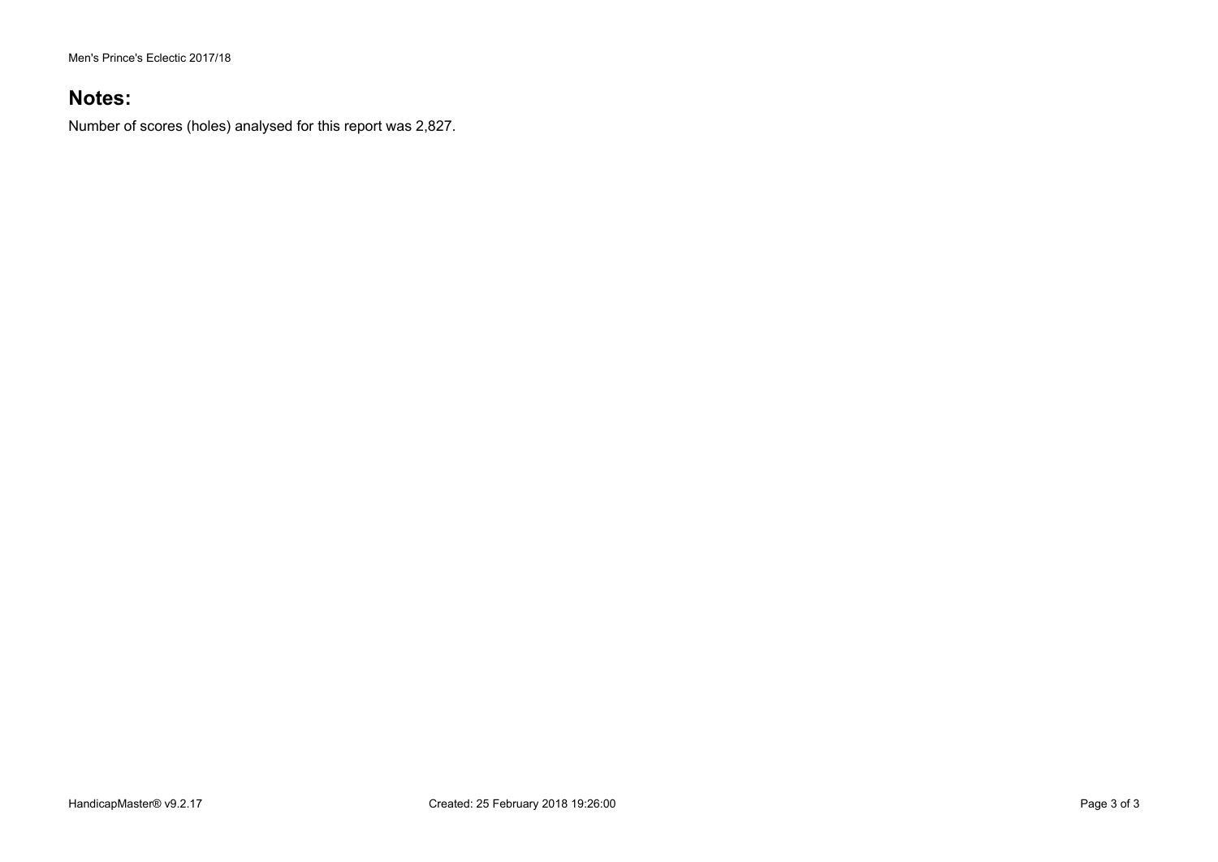## Notes:

Number of scores (holes) analysed for this report was 2,827.